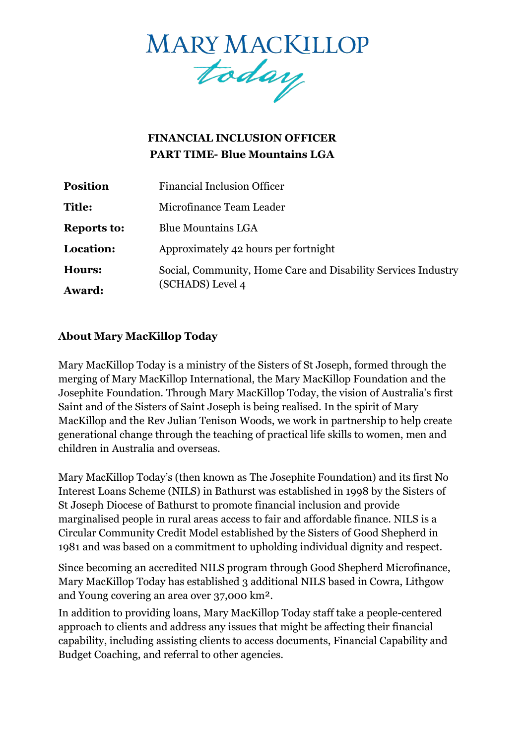# MARY MACKILLOP today

**FINANCIAL INCLUSION OFFICER**
**PART TIME- Blue Mountains LGA**

| | |
|---|---|
| **Position** | Financial Inclusion Officer |
| **Title:** | Microfinance Team Leader |
| **Reports to:** | Blue Mountains LGA |
| **Location:** | Approximately 42 hours per fortnight |
| **Hours:** | Social, Community, Home Care and Disability Services Industry (SCHADS) Level 4 |
| **Award:** | |

## About Mary MacKillop Today

Mary MacKillop Today is a ministry of the Sisters of St Joseph, formed through the merging of Mary MacKillop International, the Mary MacKillop Foundation and the Josephite Foundation. Through Mary MacKillop Today, the vision of Australia's first Saint and of the Sisters of Saint Joseph is being realised. In the spirit of Mary MacKillop and the Rev Julian Tenison Woods, we work in partnership to help create generational change through the teaching of practical life skills to women, men and children in Australia and overseas.

Mary MacKillop Today's (then known as The Josephite Foundation) and its first No Interest Loans Scheme (NILS) in Bathurst was established in 1998 by the Sisters of St Joseph Diocese of Bathurst to promote financial inclusion and provide marginalised people in rural areas access to fair and affordable finance. NILS is a Circular Community Credit Model established by the Sisters of Good Shepherd in 1981 and was based on a commitment to upholding individual dignity and respect.

Since becoming an accredited NILS program through Good Shepherd Microfinance, Mary MacKillop Today has established 3 additional NILS based in Cowra, Lithgow and Young covering an area over 37,000 km².

In addition to providing loans, Mary MacKillop Today staff take a people-centered approach to clients and address any issues that might be affecting their financial capability, including assisting clients to access documents, Financial Capability and Budget Coaching, and referral to other agencies.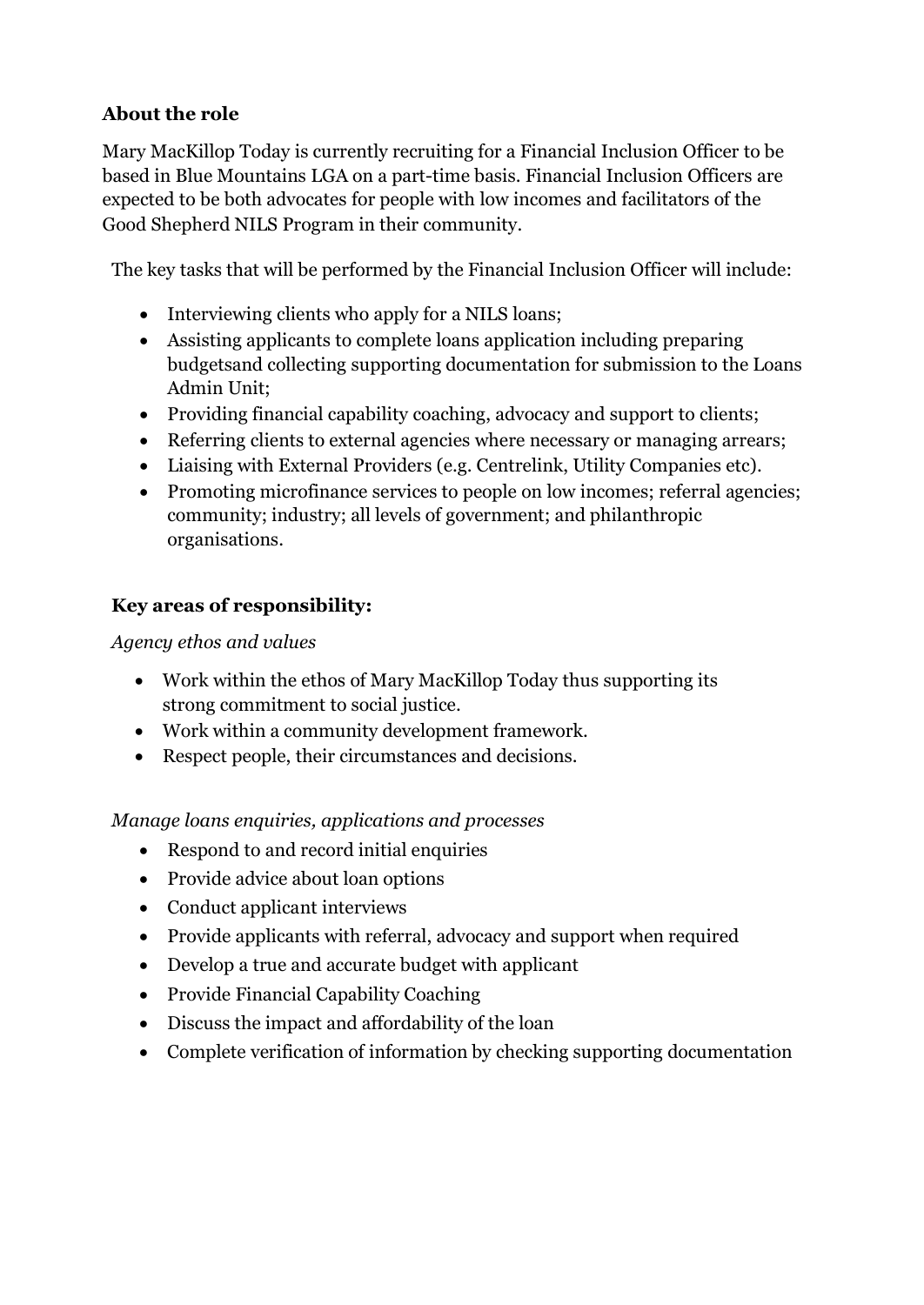**About the role**

Mary MacKillop Today is currently recruiting for a Financial Inclusion Officer to be based in Blue Mountains LGA on a part-time basis. Financial Inclusion Officers are expected to be both advocates for people with low incomes and facilitators of the Good Shepherd NILS Program in their community.

The key tasks that will be performed by the Financial Inclusion Officer will include:

- Interviewing clients who apply for a NILS loans;
- Assisting applicants to complete loans application including preparing budgetsand collecting supporting documentation for submission to the Loans Admin Unit;
- Providing financial capability coaching, advocacy and support to clients;
- Referring clients to external agencies where necessary or managing arrears;
- Liaising with External Providers (e.g. Centrelink, Utility Companies etc).
- Promoting microfinance services to people on low incomes; referral agencies; community; industry; all levels of government; and philanthropic organisations.

**Key areas of responsibility:**

*Agency ethos and values*

- Work within the ethos of Mary MacKillop Today thus supporting its strong commitment to social justice.
- Work within a community development framework.
- Respect people, their circumstances and decisions.

*Manage loans enquiries, applications and processes*

- Respond to and record initial enquiries
- Provide advice about loan options
- Conduct applicant interviews
- Provide applicants with referral, advocacy and support when required
- Develop a true and accurate budget with applicant
- Provide Financial Capability Coaching
- Discuss the impact and affordability of the loan
- Complete verification of information by checking supporting documentation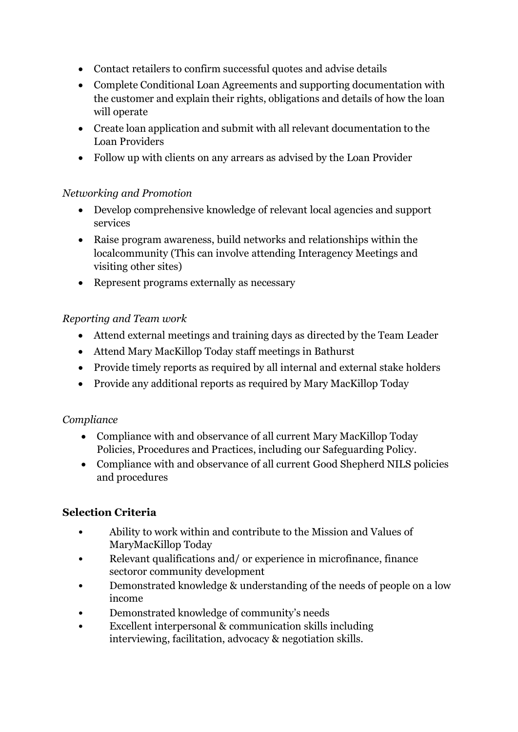- Contact retailers to confirm successful quotes and advise details
- Complete Conditional Loan Agreements and supporting documentation with the customer and explain their rights, obligations and details of how the loan will operate
- Create loan application and submit with all relevant documentation to the Loan Providers
- Follow up with clients on any arrears as advised by the Loan Provider

*Networking and Promotion*

- Develop comprehensive knowledge of relevant local agencies and support services
- Raise program awareness, build networks and relationships within the localcommunity (This can involve attending Interagency Meetings and visiting other sites)
- Represent programs externally as necessary

*Reporting and Team work*

- Attend external meetings and training days as directed by the Team Leader
- Attend Mary MacKillop Today staff meetings in Bathurst
- Provide timely reports as required by all internal and external stake holders
- Provide any additional reports as required by Mary MacKillop Today

*Compliance*

- Compliance with and observance of all current Mary MacKillop Today Policies, Procedures and Practices, including our Safeguarding Policy.
- Compliance with and observance of all current Good Shepherd NILS policies and procedures

**Selection Criteria**

- Ability to work within and contribute to the Mission and Values of MaryMacKillop Today
- Relevant qualifications and/ or experience in microfinance, finance sectoror community development
- Demonstrated knowledge & understanding of the needs of people on a low income
- Demonstrated knowledge of community's needs
- Excellent interpersonal & communication skills including interviewing, facilitation, advocacy & negotiation skills.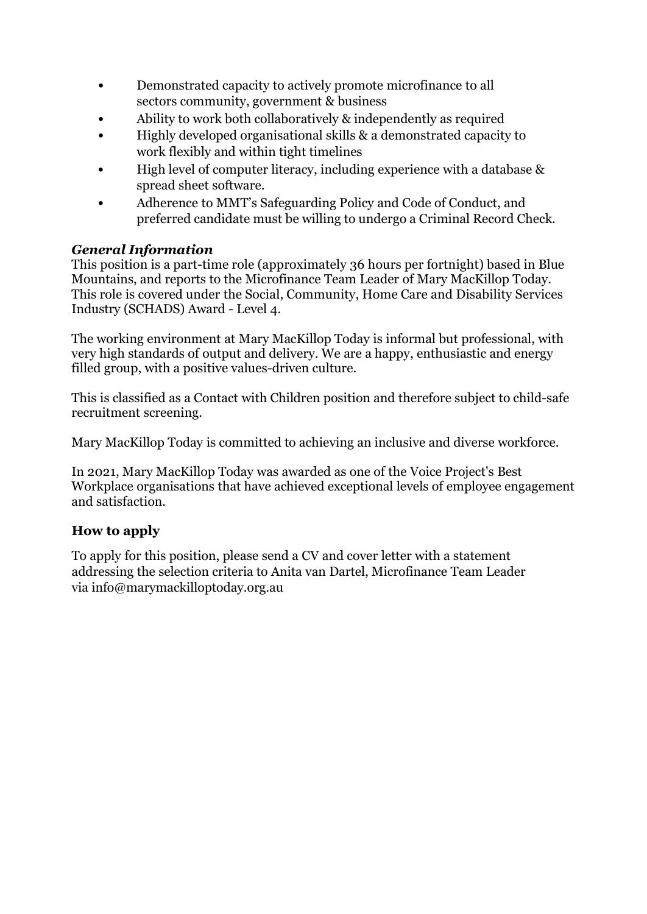- Demonstrated capacity to actively promote microfinance to all sectors community, government & business
- Ability to work both collaboratively & independently as required
- Highly developed organisational skills & a demonstrated capacity to work flexibly and within tight timelines
- High level of computer literacy, including experience with a database & spread sheet software.
- Adherence to MMT's Safeguarding Policy and Code of Conduct, and preferred candidate must be willing to undergo a Criminal Record Check.

### *General Information*

This position is a part-time role (approximately 36 hours per fortnight) based in Blue Mountains, and reports to the Microfinance Team Leader of Mary MacKillop Today. This role is covered under the Social, Community, Home Care and Disability Services Industry (SCHADS) Award - Level 4.

The working environment at Mary MacKillop Today is informal but professional, with very high standards of output and delivery. We are a happy, enthusiastic and energy filled group, with a positive values-driven culture.

This is classified as a Contact with Children position and therefore subject to child-safe recruitment screening.

Mary MacKillop Today is committed to achieving an inclusive and diverse workforce.

In 2021, Mary MacKillop Today was awarded as one of the Voice Project's Best Workplace organisations that have achieved exceptional levels of employee engagement and satisfaction.

### How to apply

To apply for this position, please send a CV and cover letter with a statement addressing the selection criteria to Anita van Dartel, Microfinance Team Leader via info@marymackilloptoday.org.au